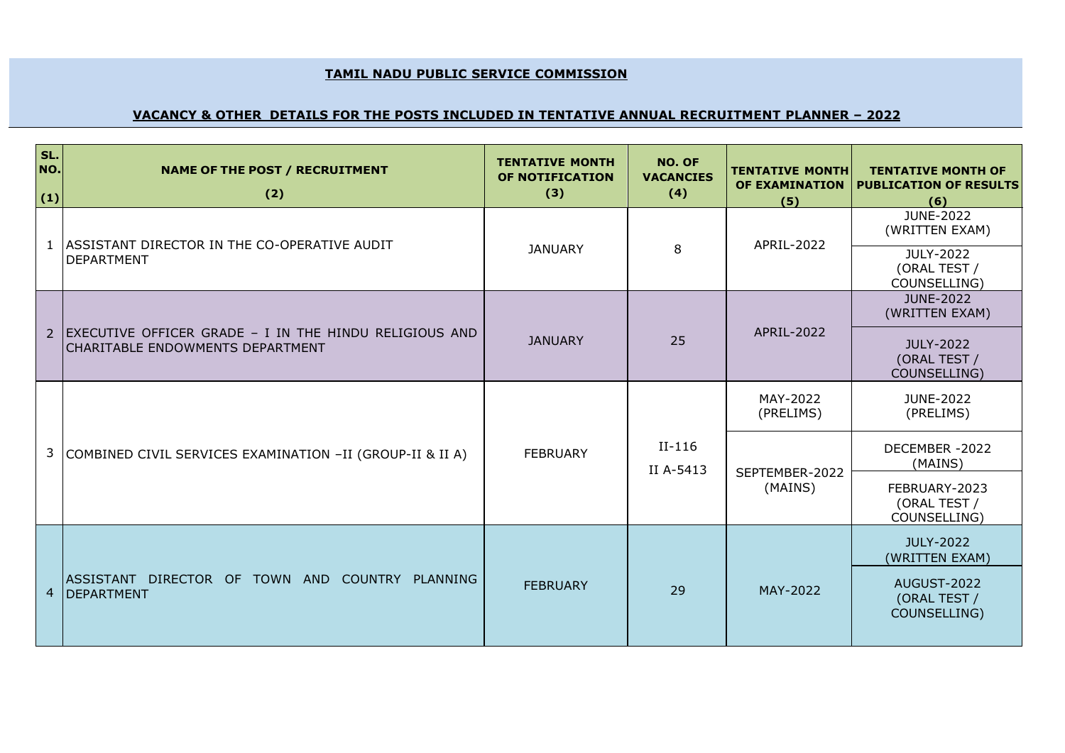**TAMIL NADU PUBLIC SERVICE COMMISSION**

**VACANCY & OTHER DETAILS FOR THE POSTS INCLUDED IN TENTATIVE ANNUAL RECRUITMENT PLANNER – 2022**

| SL. NO. (1) | NAME OF THE POST / RECRUITMENT (2) | TENTATIVE MONTH OF NOTIFICATION (3) | NO. OF VACANCIES (4) | TENTATIVE MONTH OF EXAMINATION (5) | TENTATIVE MONTH OF PUBLICATION OF RESULTS (6) |
|---|---|---|---|---|---|
| 1 | ASSISTANT DIRECTOR IN THE CO-OPERATIVE AUDIT DEPARTMENT | JANUARY | 8 | APRIL-2022 | JUNE-2022 (WRITTEN EXAM) |
| | | | | | JULY-2022 (ORAL TEST / COUNSELLING) |
| 2 | EXECUTIVE OFFICER GRADE – I IN THE HINDU RELIGIOUS AND CHARITABLE ENDOWMENTS DEPARTMENT | JANUARY | 25 | APRIL-2022 | JUNE-2022 (WRITTEN EXAM) |
| | | | | | JULY-2022 (ORAL TEST / COUNSELLING) |
| 3 | COMBINED CIVIL SERVICES EXAMINATION –II (GROUP-II & II A) | FEBRUARY | II-116<br>II A-5413 | MAY-2022 (PRELIMS) | JUNE-2022 (PRELIMS) |
| | | | | SEPTEMBER-2022 (MAINS) | DECEMBER -2022 (MAINS) |
| | | | | | FEBRUARY-2023 (ORAL TEST / COUNSELLING) |
| 4 | ASSISTANT DIRECTOR OF TOWN AND COUNTRY PLANNING DEPARTMENT | FEBRUARY | 29 | MAY-2022 | JULY-2022 (WRITTEN EXAM) |
| | | | | | AUGUST-2022 (ORAL TEST / COUNSELLING) |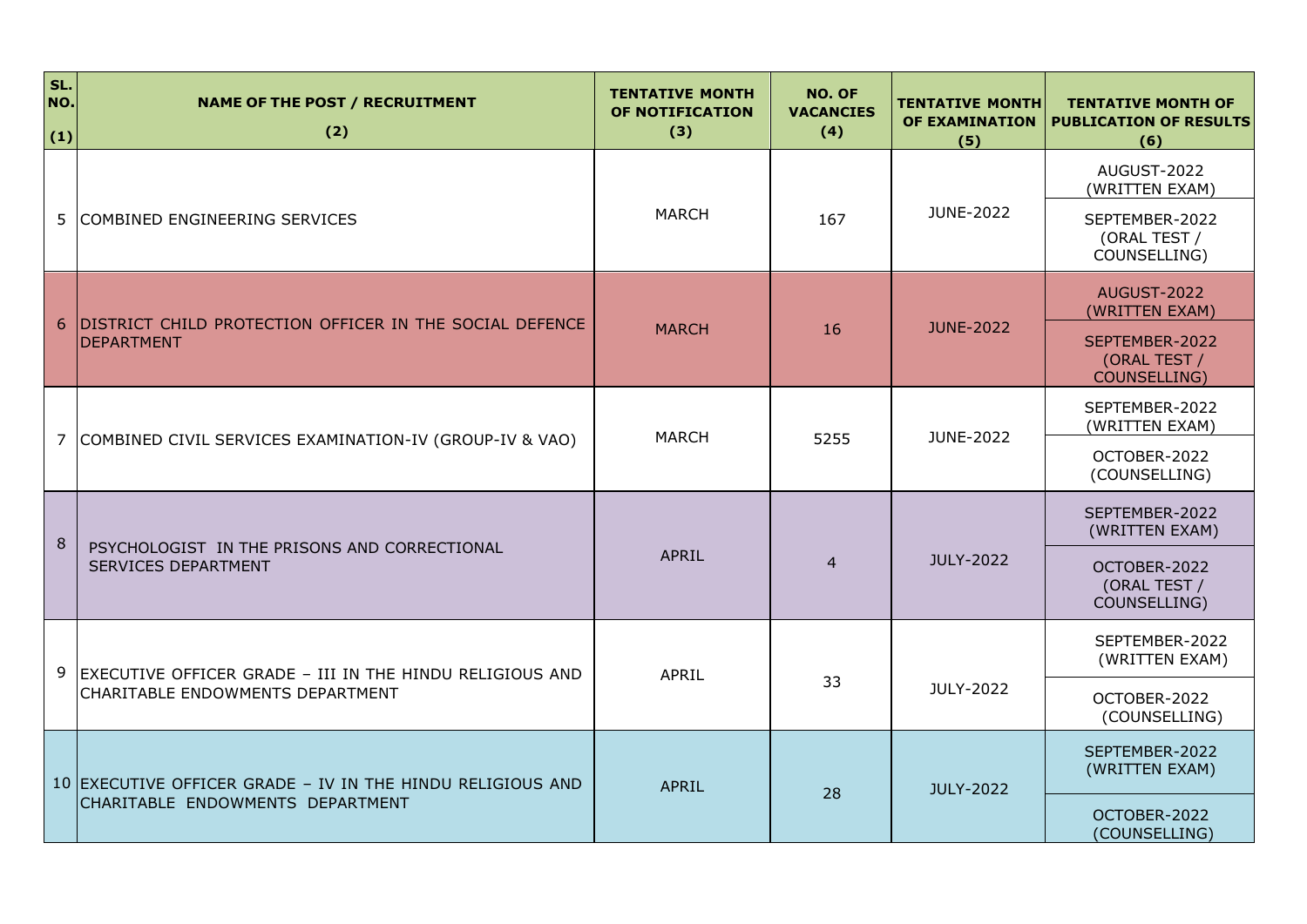| SL. NO. (1) | NAME OF THE POST / RECRUITMENT (2) | TENTATIVE MONTH OF NOTIFICATION (3) | NO. OF VACANCIES (4) | TENTATIVE MONTH OF EXAMINATION (5) | TENTATIVE MONTH OF PUBLICATION OF RESULTS (6) |
|---|---|---|---|---|---|
| 5 | COMBINED ENGINEERING SERVICES | MARCH | 167 | JUNE-2022 | AUGUST-2022 (WRITTEN EXAM) |
| | | | | | SEPTEMBER-2022 (ORAL TEST / COUNSELLING) |
| 6 | DISTRICT CHILD PROTECTION OFFICER IN THE SOCIAL DEFENCE DEPARTMENT | MARCH | 16 | JUNE-2022 | AUGUST-2022 (WRITTEN EXAM) |
| | | | | | SEPTEMBER-2022 (ORAL TEST / COUNSELLING) |
| 7 | COMBINED CIVIL SERVICES EXAMINATION-IV (GROUP-IV & VAO) | MARCH | 5255 | JUNE-2022 | SEPTEMBER-2022 (WRITTEN EXAM) |
| | | | | | OCTOBER-2022 (COUNSELLING) |
| 8 | PSYCHOLOGIST IN THE PRISONS AND CORRECTIONAL SERVICES DEPARTMENT | APRIL | 4 | JULY-2022 | SEPTEMBER-2022 (WRITTEN EXAM) |
| | | | | | OCTOBER-2022 (ORAL TEST / COUNSELLING) |
| 9 | EXECUTIVE OFFICER GRADE – III IN THE HINDU RELIGIOUS AND CHARITABLE ENDOWMENTS DEPARTMENT | APRIL | 33 | JULY-2022 | SEPTEMBER-2022 (WRITTEN EXAM) |
| | | | | | OCTOBER-2022 (COUNSELLING) |
| 10 | EXECUTIVE OFFICER GRADE – IV IN THE HINDU RELIGIOUS AND CHARITABLE ENDOWMENTS DEPARTMENT | APRIL | 28 | JULY-2022 | SEPTEMBER-2022 (WRITTEN EXAM) |
| | | | | | OCTOBER-2022 (COUNSELLING) |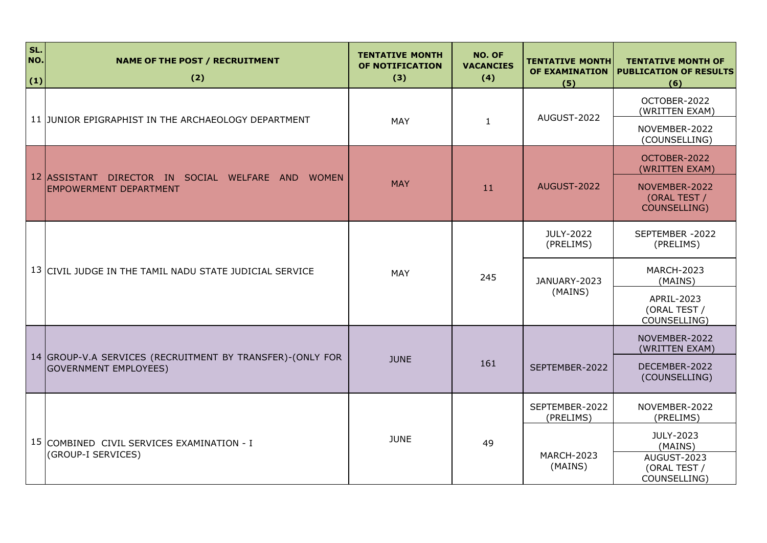| SL. NO. (1) | NAME OF THE POST / RECRUITMENT (2) | TENTATIVE MONTH OF NOTIFICATION (3) | NO. OF VACANCIES (4) | TENTATIVE MONTH OF EXAMINATION (5) | TENTATIVE MONTH OF PUBLICATION OF RESULTS (6) |
|---|---|---|---|---|---|
| 11 | JUNIOR EPIGRAPHIST IN THE ARCHAEOLOGY DEPARTMENT | MAY | 1 | AUGUST-2022 | OCTOBER-2022 (WRITTEN EXAM) |
| | | | | | NOVEMBER-2022 (COUNSELLING) |
| 12 | ASSISTANT DIRECTOR IN SOCIAL WELFARE AND WOMEN EMPOWERMENT DEPARTMENT | MAY | 11 | AUGUST-2022 | OCTOBER-2022 (WRITTEN EXAM) |
| | | | | | NOVEMBER-2022 (ORAL TEST / COUNSELLING) |
| 13 | CIVIL JUDGE IN THE TAMIL NADU STATE JUDICIAL SERVICE | MAY | 245 | JULY-2022 (PRELIMS) | SEPTEMBER -2022 (PRELIMS) |
| | | | | JANUARY-2023 (MAINS) | MARCH-2023 (MAINS) |
| | | | | | APRIL-2023 (ORAL TEST / COUNSELLING) |
| 14 | GROUP-V.A SERVICES (RECRUITMENT BY TRANSFER)-(ONLY FOR GOVERNMENT EMPLOYEES) | JUNE | 161 | SEPTEMBER-2022 | NOVEMBER-2022 (WRITTEN EXAM) |
| | | | | | DECEMBER-2022 (COUNSELLING) |
| 15 | COMBINED CIVIL SERVICES EXAMINATION - I (GROUP-I SERVICES) | JUNE | 49 | SEPTEMBER-2022 (PRELIMS) | NOVEMBER-2022 (PRELIMS) |
| | | | | MARCH-2023 (MAINS) | JULY-2023 (MAINS) |
| | | | | | AUGUST-2023 (ORAL TEST / COUNSELLING) |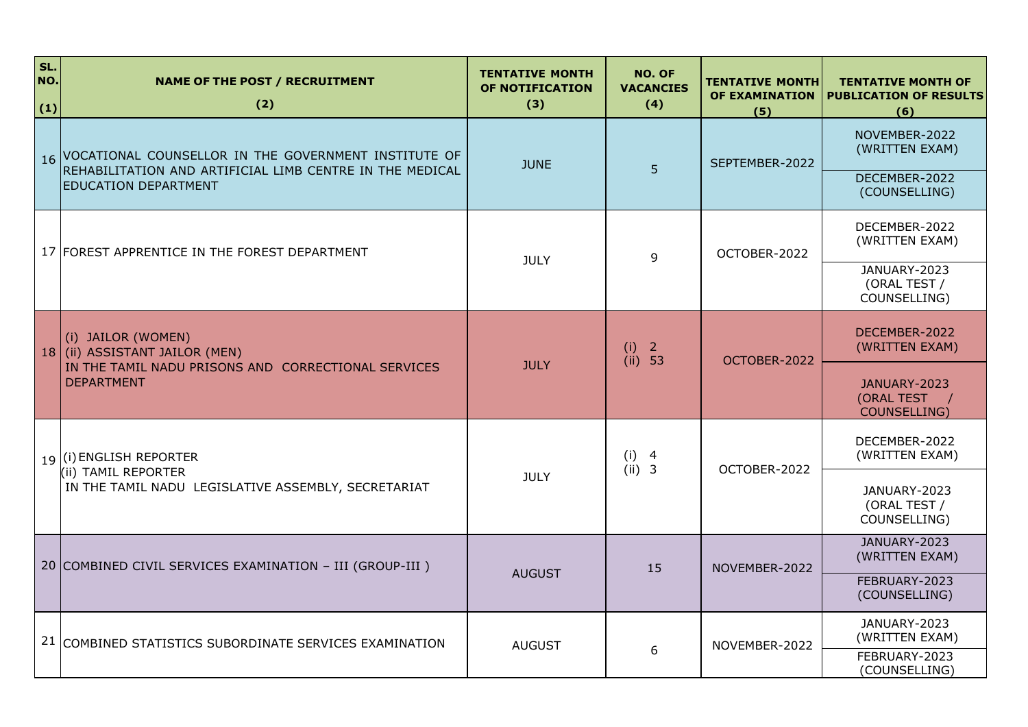| SL. NO. (1) | NAME OF THE POST / RECRUITMENT (2) | TENTATIVE MONTH OF NOTIFICATION (3) | NO. OF VACANCIES (4) | TENTATIVE MONTH OF EXAMINATION (5) | TENTATIVE MONTH OF PUBLICATION OF RESULTS (6) |
|---|---|---|---|---|---|
| 16 | VOCATIONAL COUNSELLOR IN THE GOVERNMENT INSTITUTE OF REHABILITATION AND ARTIFICIAL LIMB CENTRE IN THE MEDICAL EDUCATION DEPARTMENT | JUNE | 5 | SEPTEMBER-2022 | NOVEMBER-2022 (WRITTEN EXAM) |
| | | | | | DECEMBER-2022 (COUNSELLING) |
| 17 | FOREST APPRENTICE IN THE FOREST DEPARTMENT | JULY | 9 | OCTOBER-2022 | DECEMBER-2022 (WRITTEN EXAM) |
| | | | | | JANUARY-2023 (ORAL TEST / COUNSELLING) |
| 18 | (i) JAILOR (WOMEN)<br>(ii) ASSISTANT JAILOR (MEN)<br>IN THE TAMIL NADU PRISONS AND CORRECTIONAL SERVICES DEPARTMENT | JULY | (i) 2<br>(ii) 53 | OCTOBER-2022 | DECEMBER-2022 (WRITTEN EXAM) |
| | | | | | JANUARY-2023 (ORAL TEST / COUNSELLING) |
| 19 | (i) ENGLISH REPORTER<br>(ii) TAMIL REPORTER<br>IN THE TAMIL NADU LEGISLATIVE ASSEMBLY, SECRETARIAT | JULY | (i) 4<br>(ii) 3 | OCTOBER-2022 | DECEMBER-2022 (WRITTEN EXAM) |
| | | | | | JANUARY-2023 (ORAL TEST / COUNSELLING) |
| 20 | COMBINED CIVIL SERVICES EXAMINATION – III (GROUP-III ) | AUGUST | 15 | NOVEMBER-2022 | JANUARY-2023 (WRITTEN EXAM) |
| | | | | | FEBRUARY-2023 (COUNSELLING) |
| 21 | COMBINED STATISTICS SUBORDINATE SERVICES EXAMINATION | AUGUST | 6 | NOVEMBER-2022 | JANUARY-2023 (WRITTEN EXAM) |
| | | | | | FEBRUARY-2023 (COUNSELLING) |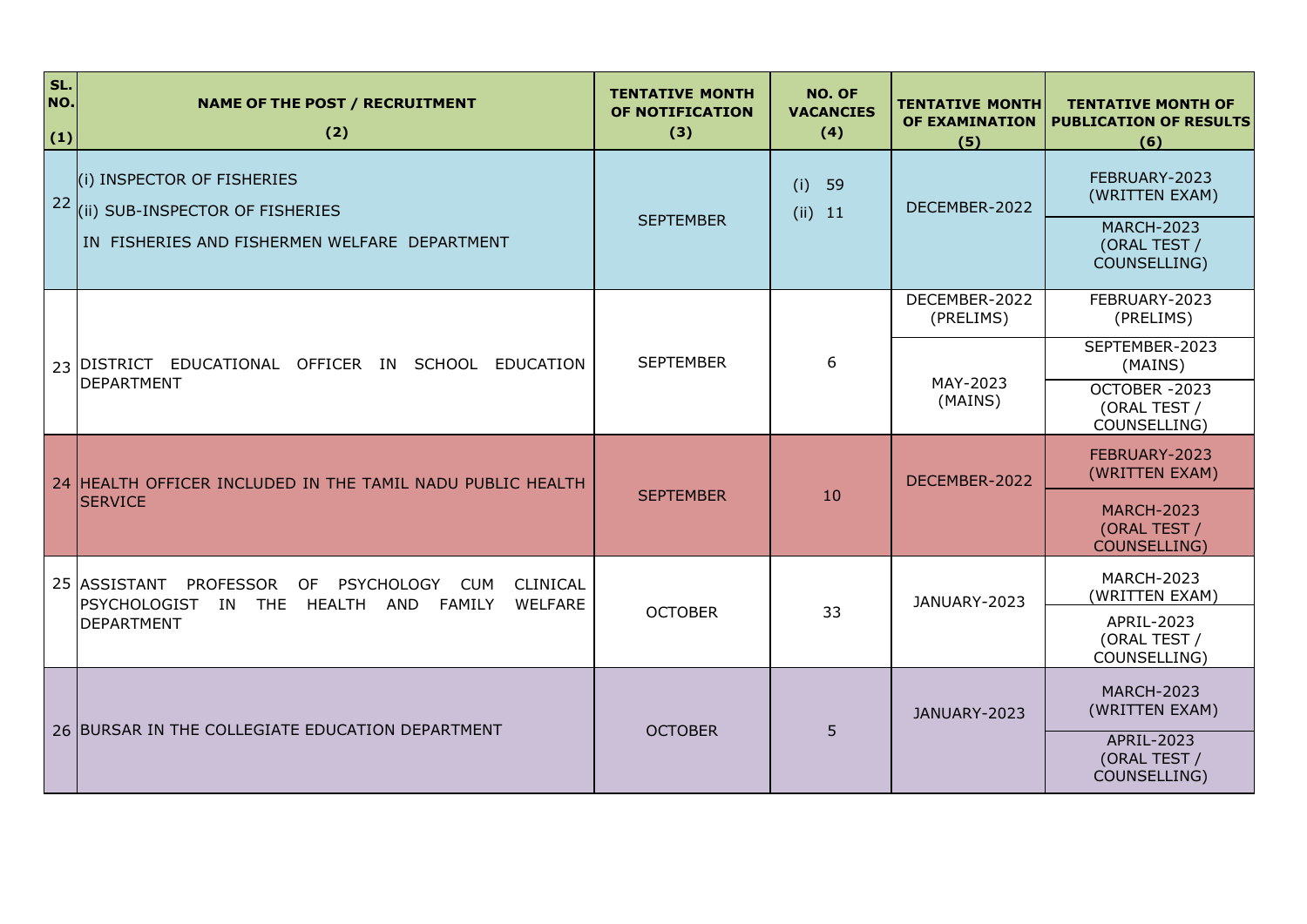| SL. NO. (1) | NAME OF THE POST / RECRUITMENT (2) | TENTATIVE MONTH OF NOTIFICATION (3) | NO. OF VACANCIES (4) | TENTATIVE MONTH OF EXAMINATION (5) | TENTATIVE MONTH OF PUBLICATION OF RESULTS (6) |
|---|---|---|---|---|---|
| 22 | (i) INSPECTOR OF FISHERIES<br>(ii) SUB-INSPECTOR OF FISHERIES<br>IN FISHERIES AND FISHERMEN WELFARE DEPARTMENT | SEPTEMBER | (i) 59<br>(ii) 11 | DECEMBER-2022 | FEBRUARY-2023 (WRITTEN EXAM) |
| | | | | | MARCH-2023 (ORAL TEST / COUNSELLING) |
| 23 | DISTRICT EDUCATIONAL OFFICER IN SCHOOL EDUCATION DEPARTMENT | SEPTEMBER | 6 | DECEMBER-2022 (PRELIMS) | FEBRUARY-2023 (PRELIMS) |
| | | | | MAY-2023 (MAINS) | SEPTEMBER-2023 (MAINS) |
| | | | | | OCTOBER -2023 (ORAL TEST / COUNSELLING) |
| 24 | HEALTH OFFICER INCLUDED IN THE TAMIL NADU PUBLIC HEALTH SERVICE | SEPTEMBER | 10 | DECEMBER-2022 | FEBRUARY-2023 (WRITTEN EXAM) |
| | | | | | MARCH-2023 (ORAL TEST / COUNSELLING) |
| 25 | ASSISTANT PROFESSOR OF PSYCHOLOGY CUM CLINICAL PSYCHOLOGIST IN THE HEALTH AND FAMILY WELFARE DEPARTMENT | OCTOBER | 33 | JANUARY-2023 | MARCH-2023 (WRITTEN EXAM) |
| | | | | | APRIL-2023 (ORAL TEST / COUNSELLING) |
| 26 | BURSAR IN THE COLLEGIATE EDUCATION DEPARTMENT | OCTOBER | 5 | JANUARY-2023 | MARCH-2023 (WRITTEN EXAM) |
| | | | | | APRIL-2023 (ORAL TEST / COUNSELLING) |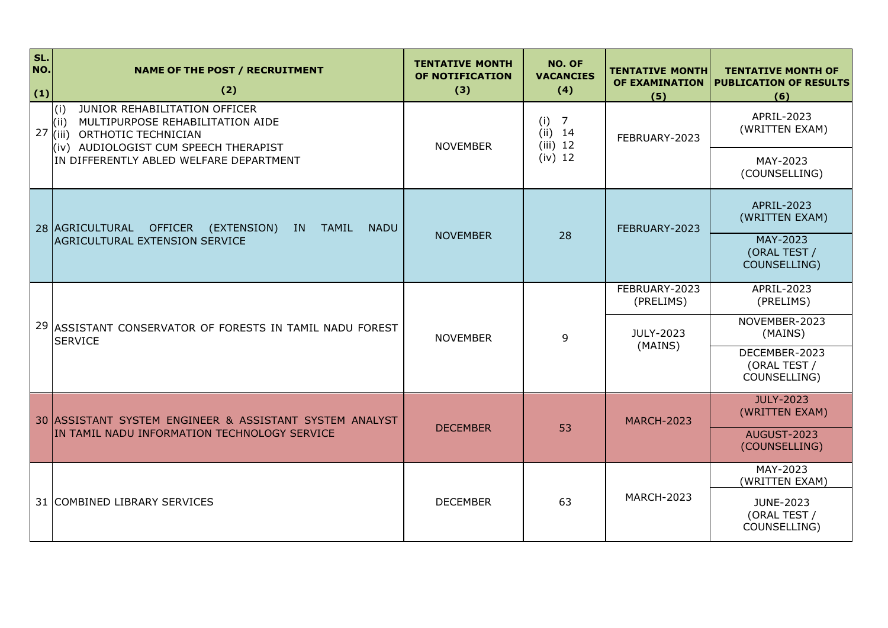| SL. NO. (1) | NAME OF THE POST / RECRUITMENT (2) | TENTATIVE MONTH OF NOTIFICATION (3) | NO. OF VACANCIES (4) | TENTATIVE MONTH OF EXAMINATION (5) | TENTATIVE MONTH OF PUBLICATION OF RESULTS (6) |
|---|---|---|---|---|---|
| 27 | (i) JUNIOR REHABILITATION OFFICER<br>(ii) MULTIPURPOSE REHABILITATION AIDE<br>(iii) ORTHOTIC TECHNICIAN<br>(iv) AUDIOLOGIST CUM SPEECH THERAPIST<br>IN DIFFERENTLY ABLED WELFARE DEPARTMENT | NOVEMBER | (i) 7<br>(ii) 14<br>(iii) 12<br>(iv) 12 | FEBRUARY-2023 | APRIL-2023 (WRITTEN EXAM) |
| | | | | | MAY-2023 (COUNSELLING) |
| 28 | AGRICULTURAL OFFICER (EXTENSION) IN TAMIL NADU AGRICULTURAL EXTENSION SERVICE | NOVEMBER | 28 | FEBRUARY-2023 | APRIL-2023 (WRITTEN EXAM) |
| | | | | | MAY-2023 (ORAL TEST / COUNSELLING) |
| 29 | ASSISTANT CONSERVATOR OF FORESTS IN TAMIL NADU FOREST SERVICE | NOVEMBER | 9 | FEBRUARY-2023 (PRELIMS) | APRIL-2023 (PRELIMS) |
| | | | | JULY-2023 (MAINS) | NOVEMBER-2023 (MAINS) |
| | | | | | DECEMBER-2023 (ORAL TEST / COUNSELLING) |
| 30 | ASSISTANT SYSTEM ENGINEER & ASSISTANT SYSTEM ANALYST IN TAMIL NADU INFORMATION TECHNOLOGY SERVICE | DECEMBER | 53 | MARCH-2023 | JULY-2023 (WRITTEN EXAM) |
| | | | | | AUGUST-2023 (COUNSELLING) |
| 31 | COMBINED LIBRARY SERVICES | DECEMBER | 63 | MARCH-2023 | MAY-2023 (WRITTEN EXAM) |
| | | | | | JUNE-2023 (ORAL TEST / COUNSELLING) |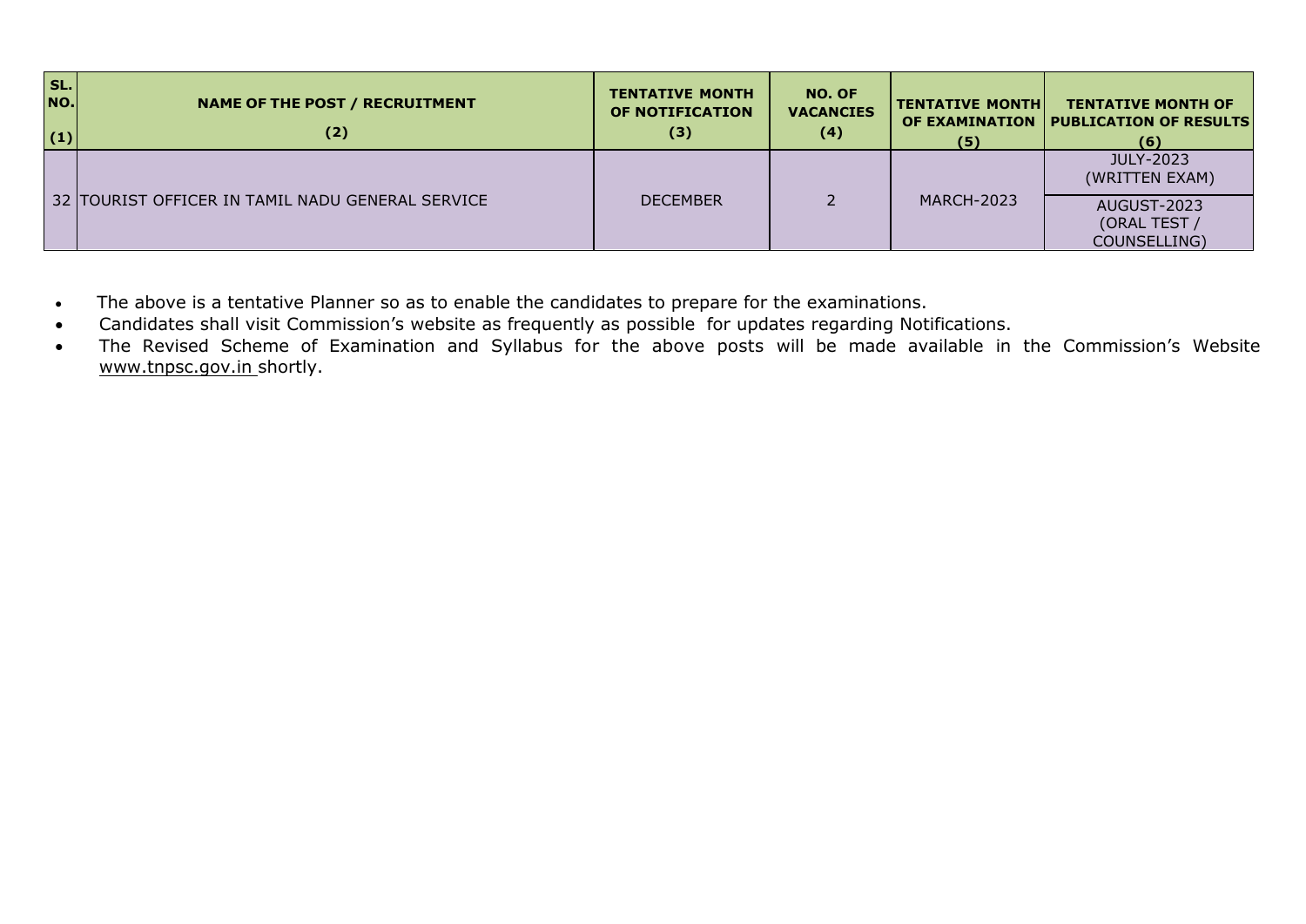| SL. NO. (1) | NAME OF THE POST / RECRUITMENT (2) | TENTATIVE MONTH OF NOTIFICATION (3) | NO. OF VACANCIES (4) | TENTATIVE MONTH OF EXAMINATION (5) | TENTATIVE MONTH OF PUBLICATION OF RESULTS (6) |
|---|---|---|---|---|---|
| 32 | TOURIST OFFICER IN TAMIL NADU GENERAL SERVICE | DECEMBER | 2 | MARCH-2023 | JULY-2023 (WRITTEN EXAM) |
| | | | | | AUGUST-2023 (ORAL TEST / COUNSELLING) |

- The above is a tentative Planner so as to enable the candidates to prepare for the examinations.
- Candidates shall visit Commission's website as frequently as possible for updates regarding Notifications.
- The Revised Scheme of Examination and Syllabus for the above posts will be made available in the Commission's Website www.tnpsc.gov.in shortly.